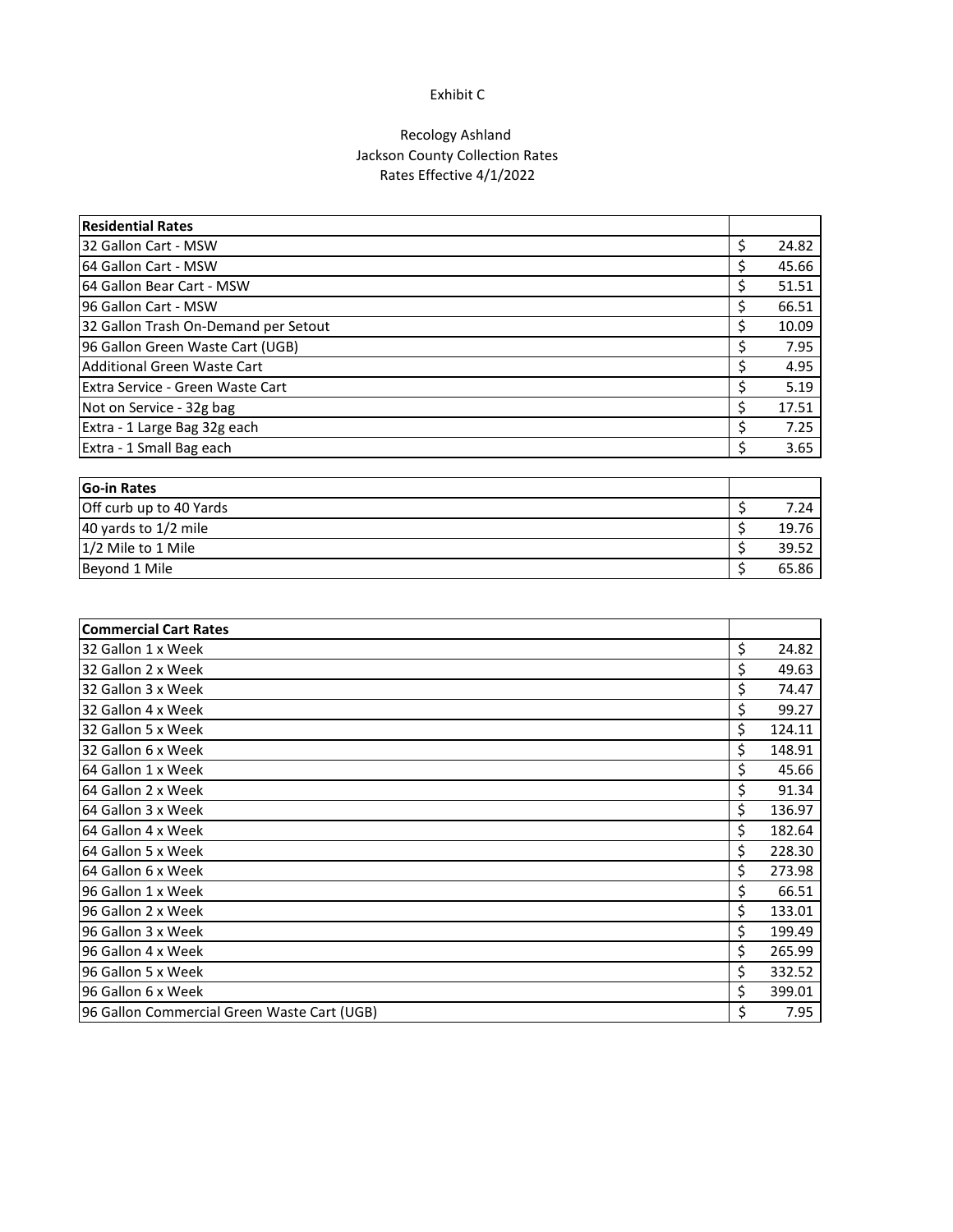Exhibit C

Recology Ashland
Jackson County Collection Rates
Rates Effective 4/1/2022

| **Residential Rates** | |
|---|---|
| 32 Gallon Cart - MSW | $ 24.82 |
| 64 Gallon Cart - MSW | $ 45.66 |
| 64 Gallon Bear Cart - MSW | $ 51.51 |
| 96 Gallon Cart - MSW | $ 66.51 |
| 32 Gallon Trash On-Demand per Setout | $ 10.09 |
| 96 Gallon Green Waste Cart (UGB) | $ 7.95 |
| Additional Green Waste Cart | $ 4.95 |
| Extra Service - Green Waste Cart | $ 5.19 |
| Not on Service - 32g bag | $ 17.51 |
| Extra - 1 Large Bag 32g each | $ 7.25 |
| Extra - 1 Small Bag each | $ 3.65 |

| **Go-in Rates** | |
|---|---|
| Off curb up to 40 Yards | $ 7.24 |
| 40 yards to 1/2 mile | $ 19.76 |
| 1/2 Mile to 1 Mile | $ 39.52 |
| Beyond 1 Mile | $ 65.86 |

| **Commercial Cart Rates** | |
|---|---|
| 32 Gallon 1 x Week | $ 24.82 |
| 32 Gallon 2 x Week | $ 49.63 |
| 32 Gallon 3 x Week | $ 74.47 |
| 32 Gallon 4 x Week | $ 99.27 |
| 32 Gallon 5 x Week | $ 124.11 |
| 32 Gallon 6 x Week | $ 148.91 |
| 64 Gallon 1 x Week | $ 45.66 |
| 64 Gallon 2 x Week | $ 91.34 |
| 64 Gallon 3 x Week | $ 136.97 |
| 64 Gallon 4 x Week | $ 182.64 |
| 64 Gallon 5 x Week | $ 228.30 |
| 64 Gallon 6 x Week | $ 273.98 |
| 96 Gallon 1 x Week | $ 66.51 |
| 96 Gallon 2 x Week | $ 133.01 |
| 96 Gallon 3 x Week | $ 199.49 |
| 96 Gallon 4 x Week | $ 265.99 |
| 96 Gallon 5 x Week | $ 332.52 |
| 96 Gallon 6 x Week | $ 399.01 |
| 96 Gallon Commercial Green Waste Cart (UGB) | $ 7.95 |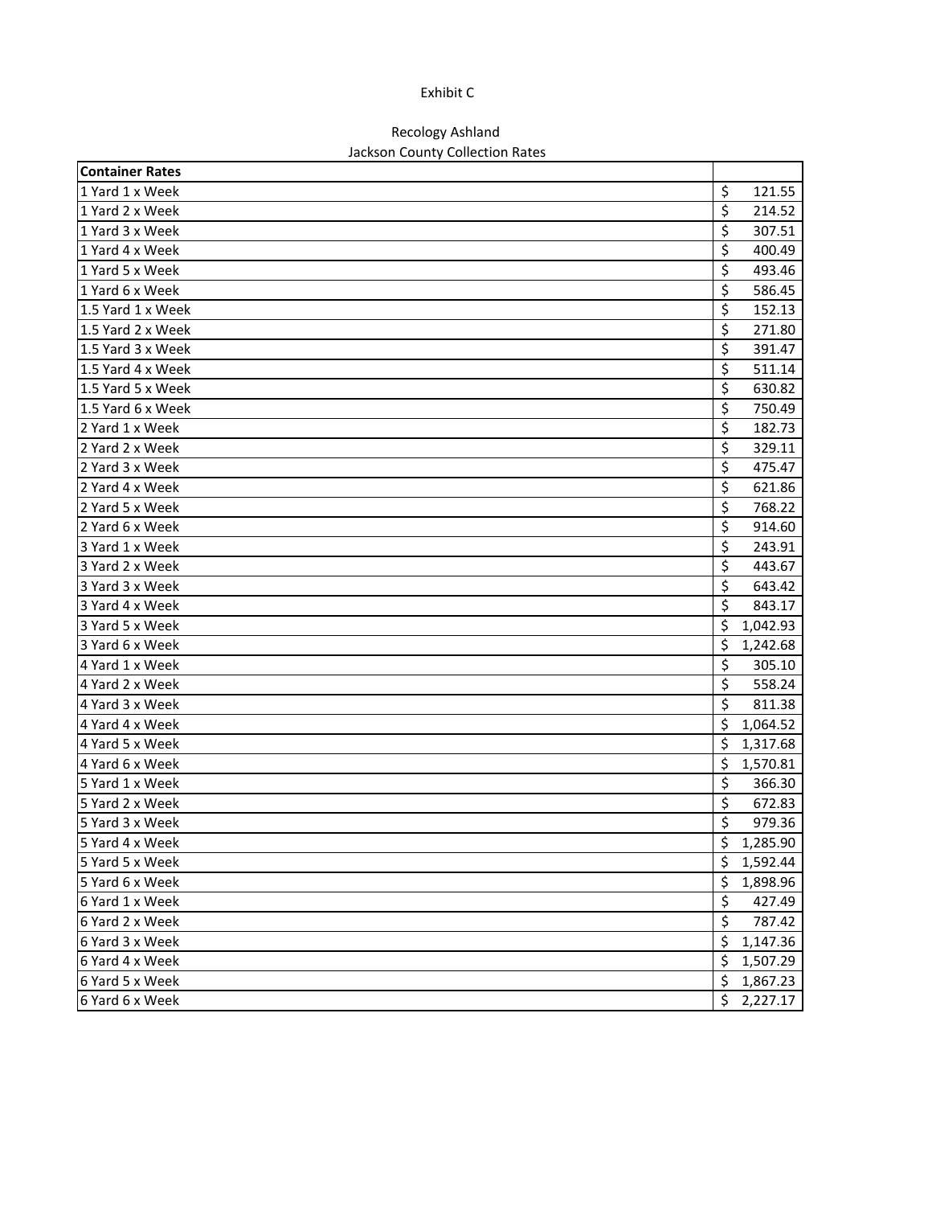Exhibit C

Recology Ashland
Jackson County Collection Rates

| Container Rates | |
|---|---|
| 1 Yard 1 x Week | $ 121.55 |
| 1 Yard 2 x Week | $ 214.52 |
| 1 Yard 3 x Week | $ 307.51 |
| 1 Yard 4 x Week | $ 400.49 |
| 1 Yard 5 x Week | $ 493.46 |
| 1 Yard 6 x Week | $ 586.45 |
| 1.5 Yard 1 x Week | $ 152.13 |
| 1.5 Yard 2 x Week | $ 271.80 |
| 1.5 Yard 3 x Week | $ 391.47 |
| 1.5 Yard 4 x Week | $ 511.14 |
| 1.5 Yard 5 x Week | $ 630.82 |
| 1.5 Yard 6 x Week | $ 750.49 |
| 2 Yard 1 x Week | $ 182.73 |
| 2 Yard 2 x Week | $ 329.11 |
| 2 Yard 3 x Week | $ 475.47 |
| 2 Yard 4 x Week | $ 621.86 |
| 2 Yard 5 x Week | $ 768.22 |
| 2 Yard 6 x Week | $ 914.60 |
| 3 Yard 1 x Week | $ 243.91 |
| 3 Yard 2 x Week | $ 443.67 |
| 3 Yard 3 x Week | $ 643.42 |
| 3 Yard 4 x Week | $ 843.17 |
| 3 Yard 5 x Week | $ 1,042.93 |
| 3 Yard 6 x Week | $ 1,242.68 |
| 4 Yard 1 x Week | $ 305.10 |
| 4 Yard 2 x Week | $ 558.24 |
| 4 Yard 3 x Week | $ 811.38 |
| 4 Yard 4 x Week | $ 1,064.52 |
| 4 Yard 5 x Week | $ 1,317.68 |
| 4 Yard 6 x Week | $ 1,570.81 |
| 5 Yard 1 x Week | $ 366.30 |
| 5 Yard 2 x Week | $ 672.83 |
| 5 Yard 3 x Week | $ 979.36 |
| 5 Yard 4 x Week | $ 1,285.90 |
| 5 Yard 5 x Week | $ 1,592.44 |
| 5 Yard 6 x Week | $ 1,898.96 |
| 6 Yard 1 x Week | $ 427.49 |
| 6 Yard 2 x Week | $ 787.42 |
| 6 Yard 3 x Week | $ 1,147.36 |
| 6 Yard 4 x Week | $ 1,507.29 |
| 6 Yard 5 x Week | $ 1,867.23 |
| 6 Yard 6 x Week | $ 2,227.17 |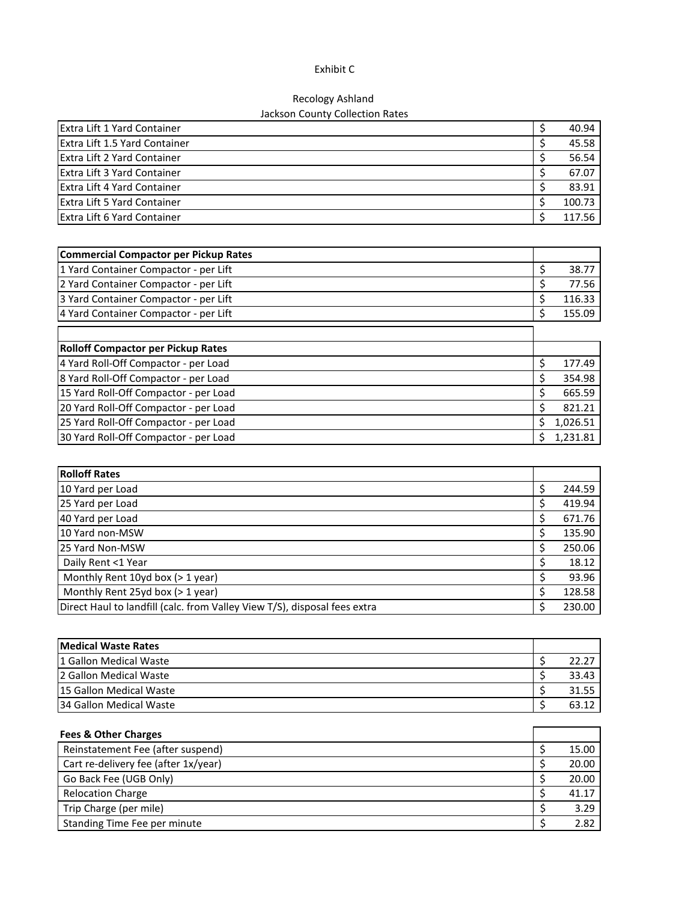Exhibit C

Recology Ashland

Jackson County Collection Rates

| | |
|---|---|
| Extra Lift 1 Yard Container | $ 40.94 |
| Extra Lift 1.5 Yard Container | $ 45.58 |
| Extra Lift 2 Yard Container | $ 56.54 |
| Extra Lift 3 Yard Container | $ 67.07 |
| Extra Lift 4 Yard Container | $ 83.91 |
| Extra Lift 5 Yard Container | $ 100.73 |
| Extra Lift 6 Yard Container | $ 117.56 |

| **Commercial Compactor per Pickup Rates** | |
|---|---|
| 1 Yard Container Compactor - per Lift | $ 38.77 |
| 2 Yard Container Compactor - per Lift | $ 77.56 |
| 3 Yard Container Compactor - per Lift | $ 116.33 |
| 4 Yard Container Compactor - per Lift | $ 155.09 |

| **Rolloff Compactor per Pickup Rates** | |
|---|---|
| 4 Yard Roll-Off Compactor - per Load | $ 177.49 |
| 8 Yard Roll-Off Compactor - per Load | $ 354.98 |
| 15 Yard Roll-Off Compactor - per Load | $ 665.59 |
| 20 Yard Roll-Off Compactor - per Load | $ 821.21 |
| 25 Yard Roll-Off Compactor - per Load | $ 1,026.51 |
| 30 Yard Roll-Off Compactor - per Load | $ 1,231.81 |

| **Rolloff Rates** | |
|---|---|
| 10 Yard per Load | $ 244.59 |
| 25 Yard per Load | $ 419.94 |
| 40 Yard per Load | $ 671.76 |
| 10 Yard non-MSW | $ 135.90 |
| 25 Yard Non-MSW | $ 250.06 |
| Daily Rent <1 Year | $ 18.12 |
| Monthly Rent 10yd box (> 1 year) | $ 93.96 |
| Monthly Rent 25yd box (> 1 year) | $ 128.58 |
| Direct Haul to landfill (calc. from Valley View T/S), disposal fees extra | $ 230.00 |

| **Medical Waste Rates** | |
|---|---|
| 1 Gallon Medical Waste | $ 22.27 |
| 2 Gallon Medical Waste | $ 33.43 |
| 15 Gallon Medical Waste | $ 31.55 |
| 34 Gallon Medical Waste | $ 63.12 |

| **Fees & Other Charges** | |
|---|---|
| Reinstatement Fee (after suspend) | $ 15.00 |
| Cart re-delivery fee (after 1x/year) | $ 20.00 |
| Go Back Fee (UGB Only) | $ 20.00 |
| Relocation Charge | $ 41.17 |
| Trip Charge (per mile) | $ 3.29 |
| Standing Time Fee per minute | $ 2.82 |